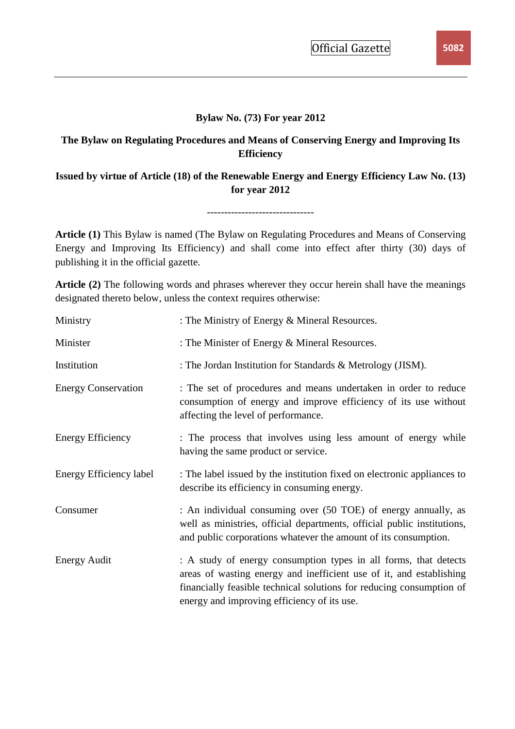**Bylaw No. (73) For year 2012**

**The Bylaw on Regulating Procedures and Means of Conserving Energy and Improving Its Efficiency**

**Issued by virtue of Article (18) of the Renewable Energy and Energy Efficiency Law No. (13) for year 2012**

-------------------------------

**Article (1)** This Bylaw is named (The Bylaw on Regulating Procedures and Means of Conserving Energy and Improving Its Efficiency) and shall come into effect after thirty (30) days of publishing it in the official gazette.

**Article (2)** The following words and phrases wherever they occur herein shall have the meanings designated thereto below, unless the context requires otherwise:

| | |
|---|---|
| Ministry | : The Ministry of Energy & Mineral Resources. |
| Minister | : The Minister of Energy & Mineral Resources. |
| Institution | : The Jordan Institution for Standards & Metrology (JISM). |
| Energy Conservation | : The set of procedures and means undertaken in order to reduce consumption of energy and improve efficiency of its use without affecting the level of performance. |
| Energy Efficiency | : The process that involves using less amount of energy while having the same product or service. |
| Energy Efficiency label | : The label issued by the institution fixed on electronic appliances to describe its efficiency in consuming energy. |
| Consumer | : An individual consuming over (50 TOE) of energy annually, as well as ministries, official departments, official public institutions, and public corporations whatever the amount of its consumption. |
| Energy Audit | : A study of energy consumption types in all forms, that detects areas of wasting energy and inefficient use of it, and establishing financially feasible technical solutions for reducing consumption of energy and improving efficiency of its use. |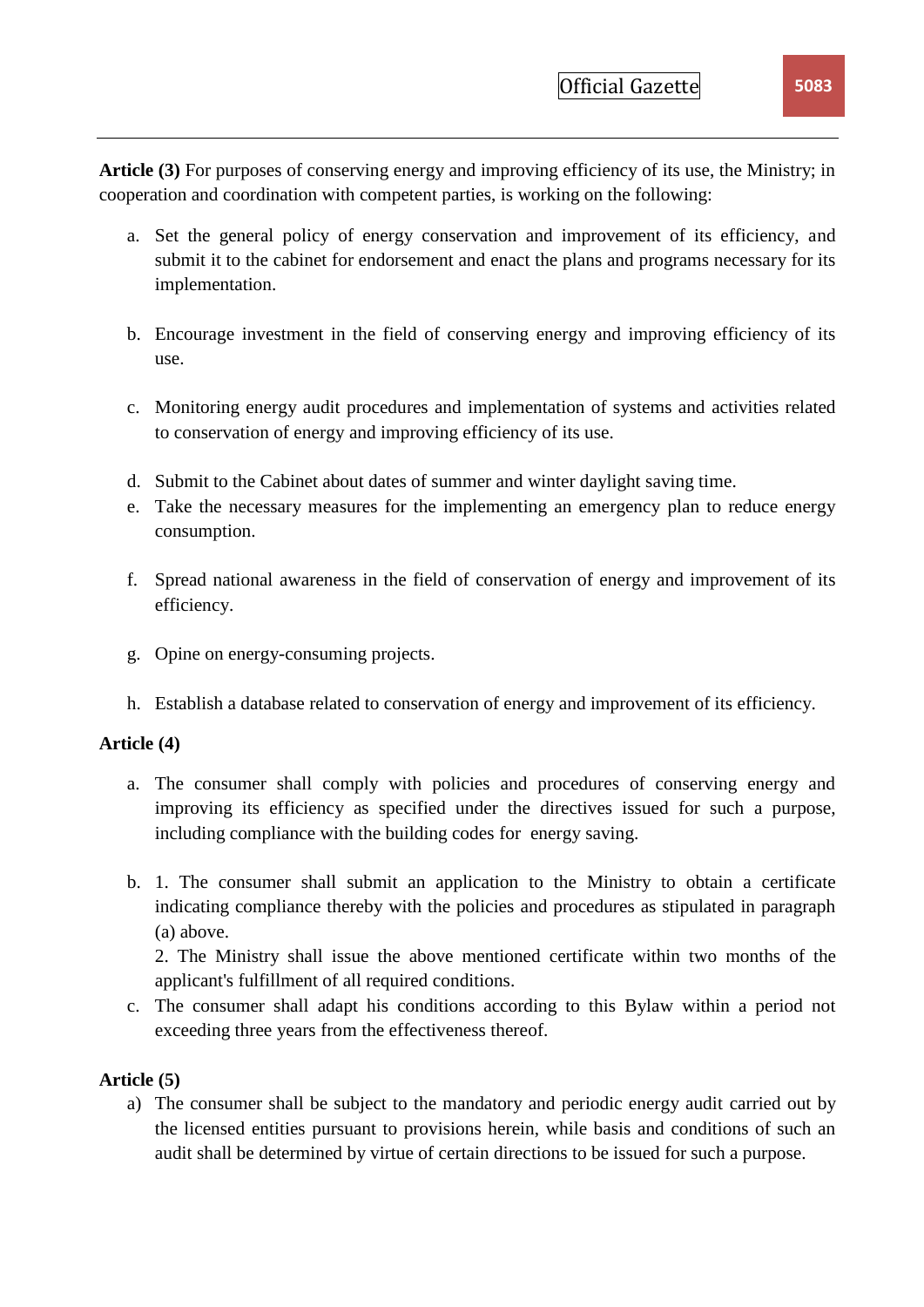**Article (3)** For purposes of conserving energy and improving efficiency of its use, the Ministry; in cooperation and coordination with competent parties, is working on the following:

a. Set the general policy of energy conservation and improvement of its efficiency, and submit it to the cabinet for endorsement and enact the plans and programs necessary for its implementation.

b. Encourage investment in the field of conserving energy and improving efficiency of its use.

c. Monitoring energy audit procedures and implementation of systems and activities related to conservation of energy and improving efficiency of its use.

d. Submit to the Cabinet about dates of summer and winter daylight saving time.

e. Take the necessary measures for the implementing an emergency plan to reduce energy consumption.

f. Spread national awareness in the field of conservation of energy and improvement of its efficiency.

g. Opine on energy-consuming projects.

h. Establish a database related to conservation of energy and improvement of its efficiency.

**Article (4)**

a. The consumer shall comply with policies and procedures of conserving energy and improving its efficiency as specified under the directives issued for such a purpose, including compliance with the building codes for energy saving.

b. 1. The consumer shall submit an application to the Ministry to obtain a certificate indicating compliance thereby with the policies and procedures as stipulated in paragraph (a) above.

   2. The Ministry shall issue the above mentioned certificate within two months of the applicant's fulfillment of all required conditions.

c. The consumer shall adapt his conditions according to this Bylaw within a period not exceeding three years from the effectiveness thereof.

**Article (5)**

a) The consumer shall be subject to the mandatory and periodic energy audit carried out by the licensed entities pursuant to provisions herein, while basis and conditions of such an audit shall be determined by virtue of certain directions to be issued for such a purpose.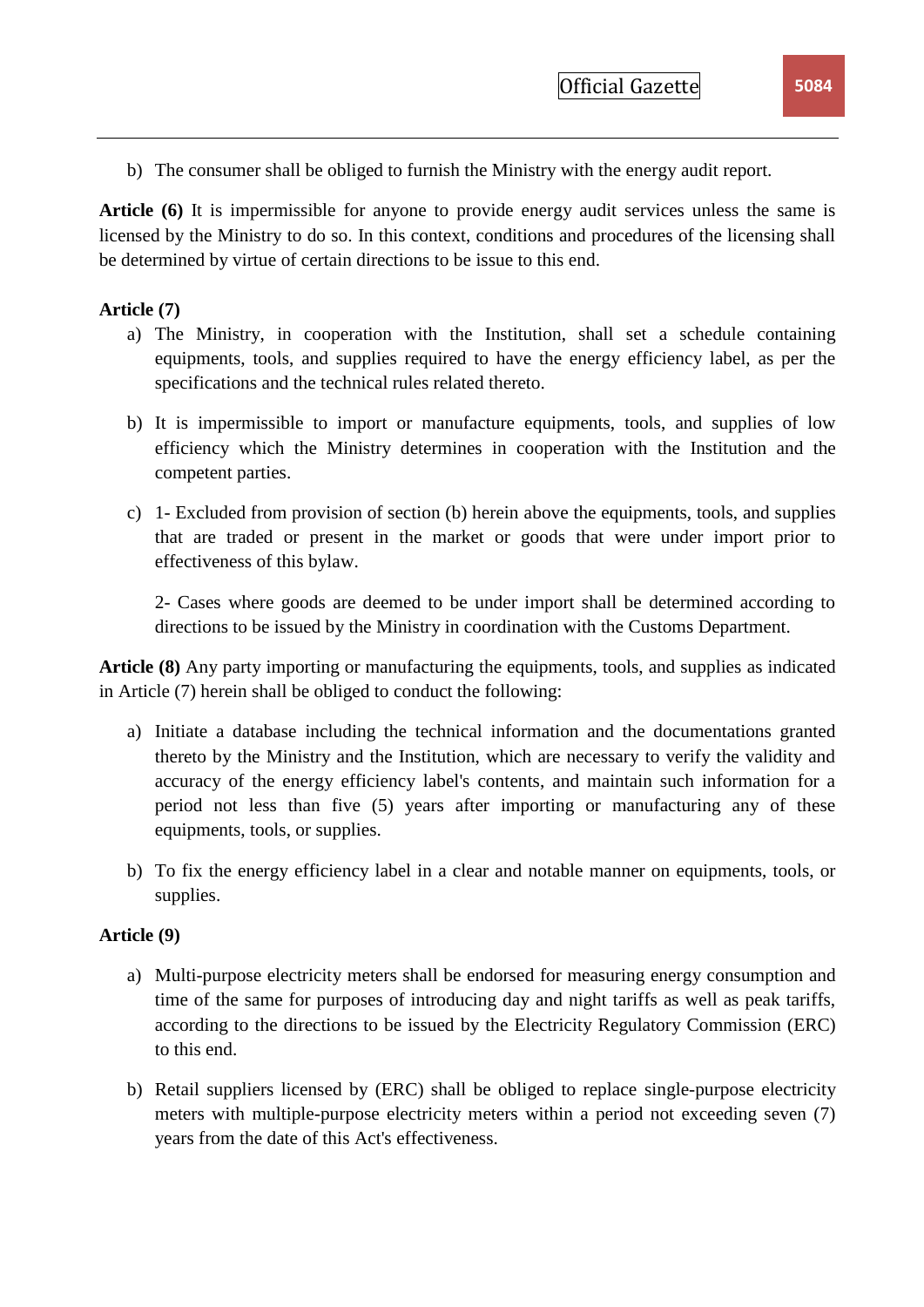b) The consumer shall be obliged to furnish the Ministry with the energy audit report.

**Article (6)** It is impermissible for anyone to provide energy audit services unless the same is licensed by the Ministry to do so. In this context, conditions and procedures of the licensing shall be determined by virtue of certain directions to be issue to this end.

**Article (7)**

a) The Ministry, in cooperation with the Institution, shall set a schedule containing equipments, tools, and supplies required to have the energy efficiency label, as per the specifications and the technical rules related thereto.

b) It is impermissible to import or manufacture equipments, tools, and supplies of low efficiency which the Ministry determines in cooperation with the Institution and the competent parties.

c) 1- Excluded from provision of section (b) herein above the equipments, tools, and supplies that are traded or present in the market or goods that were under import prior to effectiveness of this bylaw.

   2- Cases where goods are deemed to be under import shall be determined according to directions to be issued by the Ministry in coordination with the Customs Department.

**Article (8)** Any party importing or manufacturing the equipments, tools, and supplies as indicated in Article (7) herein shall be obliged to conduct the following:

a) Initiate a database including the technical information and the documentations granted thereto by the Ministry and the Institution, which are necessary to verify the validity and accuracy of the energy efficiency label's contents, and maintain such information for a period not less than five (5) years after importing or manufacturing any of these equipments, tools, or supplies.

b) To fix the energy efficiency label in a clear and notable manner on equipments, tools, or supplies.

**Article (9)**

a) Multi-purpose electricity meters shall be endorsed for measuring energy consumption and time of the same for purposes of introducing day and night tariffs as well as peak tariffs, according to the directions to be issued by the Electricity Regulatory Commission (ERC) to this end.

b) Retail suppliers licensed by (ERC) shall be obliged to replace single-purpose electricity meters with multiple-purpose electricity meters within a period not exceeding seven (7) years from the date of this Act's effectiveness.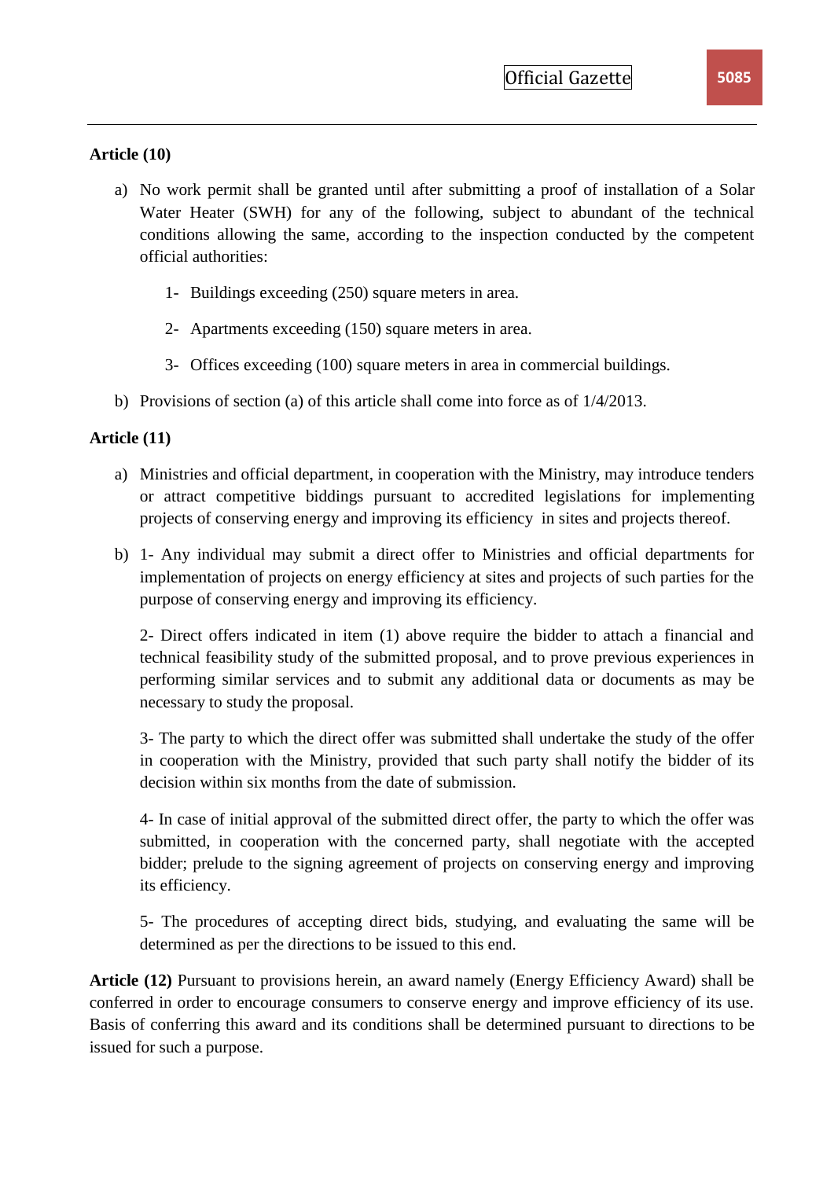**Article (10)**

a) No work permit shall be granted until after submitting a proof of installation of a Solar Water Heater (SWH) for any of the following, subject to abundant of the technical conditions allowing the same, according to the inspection conducted by the competent official authorities:

   1- Buildings exceeding (250) square meters in area.

   2- Apartments exceeding (150) square meters in area.

   3- Offices exceeding (100) square meters in area in commercial buildings.

b) Provisions of section (a) of this article shall come into force as of 1/4/2013.

**Article (11)**

a) Ministries and official department, in cooperation with the Ministry, may introduce tenders or attract competitive biddings pursuant to accredited legislations for implementing projects of conserving energy and improving its efficiency in sites and projects thereof.

b) 1- Any individual may submit a direct offer to Ministries and official departments for implementation of projects on energy efficiency at sites and projects of such parties for the purpose of conserving energy and improving its efficiency.

   2- Direct offers indicated in item (1) above require the bidder to attach a financial and technical feasibility study of the submitted proposal, and to prove previous experiences in performing similar services and to submit any additional data or documents as may be necessary to study the proposal.

   3- The party to which the direct offer was submitted shall undertake the study of the offer in cooperation with the Ministry, provided that such party shall notify the bidder of its decision within six months from the date of submission.

   4- In case of initial approval of the submitted direct offer, the party to which the offer was submitted, in cooperation with the concerned party, shall negotiate with the accepted bidder; prelude to the signing agreement of projects on conserving energy and improving its efficiency.

   5- The procedures of accepting direct bids, studying, and evaluating the same will be determined as per the directions to be issued to this end.

**Article (12)** Pursuant to provisions herein, an award namely (Energy Efficiency Award) shall be conferred in order to encourage consumers to conserve energy and improve efficiency of its use. Basis of conferring this award and its conditions shall be determined pursuant to directions to be issued for such a purpose.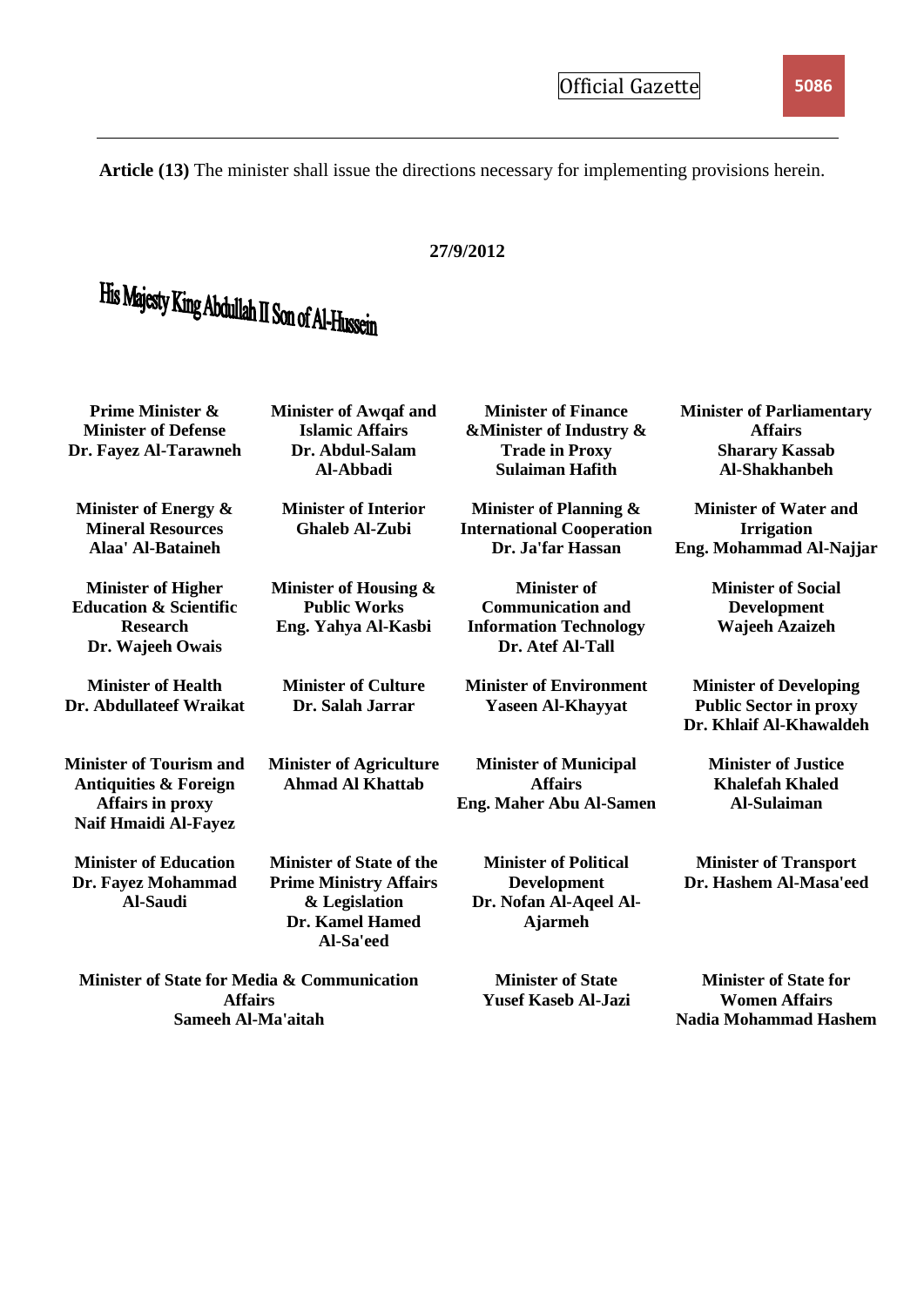**Article (13)** The minister shall issue the directions necessary for implementing provisions herein.

**27/9/2012**

His Majesty King Abdullah II Son of Al-Hussein

**Prime Minister & Minister of Defense**
**Dr. Fayez Al-Tarawneh**

**Minister of Awqaf and Islamic Affairs**
**Dr. Abdul-Salam Al-Abbadi**

**Minister of Finance &Minister of Industry & Trade in Proxy**
**Sulaiman Hafith**

**Minister of Parliamentary Affairs**
**Sharary Kassab Al-Shakhanbeh**

**Minister of Energy & Mineral Resources**
**Alaa' Al-Bataineh**

**Minister of Interior**
**Ghaleb Al-Zubi**

**Minister of Planning & International Cooperation**
**Dr. Ja'far Hassan**

**Minister of Water and Irrigation**
**Eng. Mohammad Al-Najjar**

**Minister of Higher Education & Scientific Research**
**Dr. Wajeeh Owais**

**Minister of Housing & Public Works**
**Eng. Yahya Al-Kasbi**

**Minister of Communication and Information Technology**
**Dr. Atef Al-Tall**

**Minister of Social Development**
**Wajeeh Azaizeh**

**Minister of Health**
**Dr. Abdullateef Wraikat**

**Minister of Culture**
**Dr. Salah Jarrar**

**Minister of Environment**
**Yaseen Al-Khayyat**

**Minister of Developing Public Sector in proxy**
**Dr. Khlaif Al-Khawaldeh**

**Minister of Tourism and Antiquities & Foreign Affairs in proxy**
**Naif Hmaidi Al-Fayez**

**Minister of Agriculture**
**Ahmad Al Khattab**

**Minister of Municipal Affairs**
**Eng. Maher Abu Al-Samen**

**Minister of Justice**
**Khalefah Khaled Al-Sulaiman**

**Minister of Education**
**Dr. Fayez Mohammad Al-Saudi**

**Minister of State of the Prime Ministry Affairs & Legislation**
**Dr. Kamel Hamed Al-Sa'eed**

**Minister of Political Development**
**Dr. Nofan Al-Aqeel Al-Ajarmeh**

**Minister of Transport**
**Dr. Hashem Al-Masa'eed**

**Minister of State for Media & Communication Affairs**
**Sameeh Al-Ma'aitah**

**Minister of State**
**Yusef Kaseb Al-Jazi**

**Minister of State for Women Affairs**
**Nadia Mohammad Hashem**